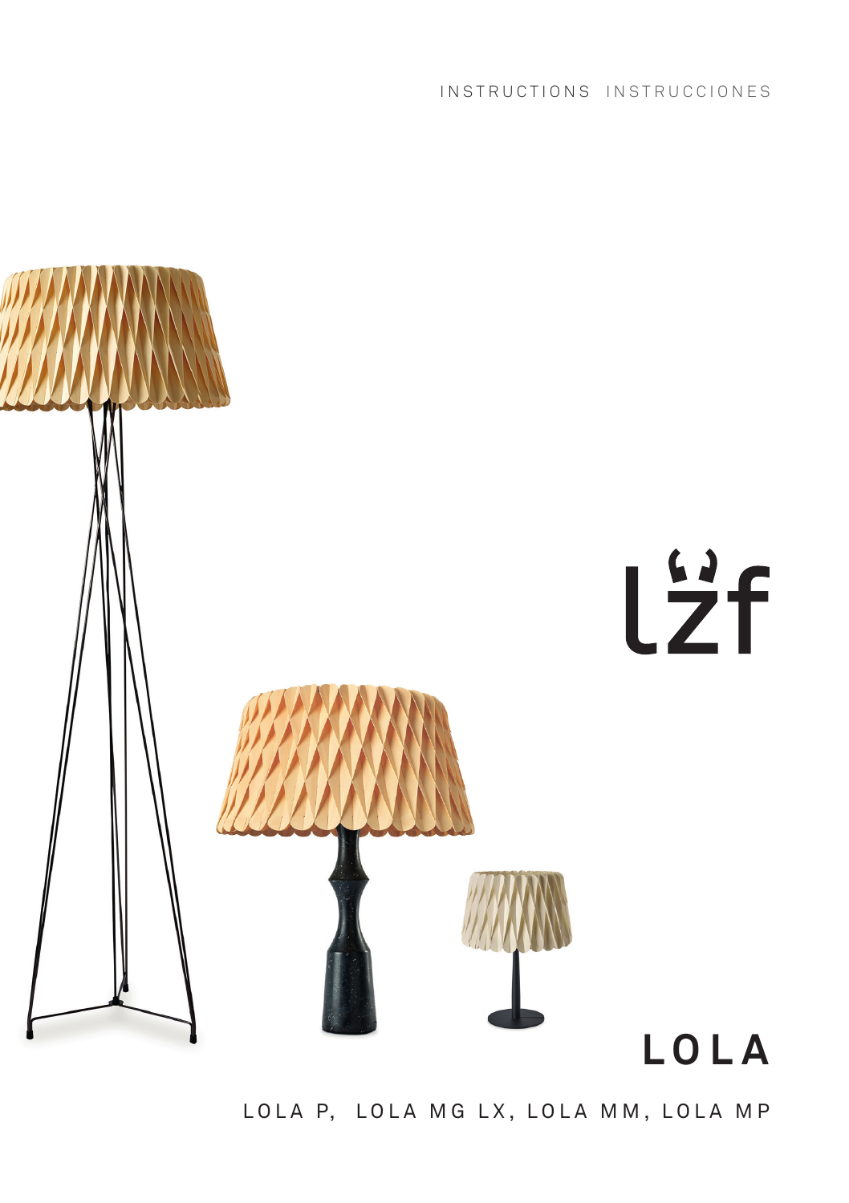INSTRUCTIONS INSTRUCCIONES

lzf

# LOLA

LOLA P, LOLA MG LX, LOLA MM, LOLA MP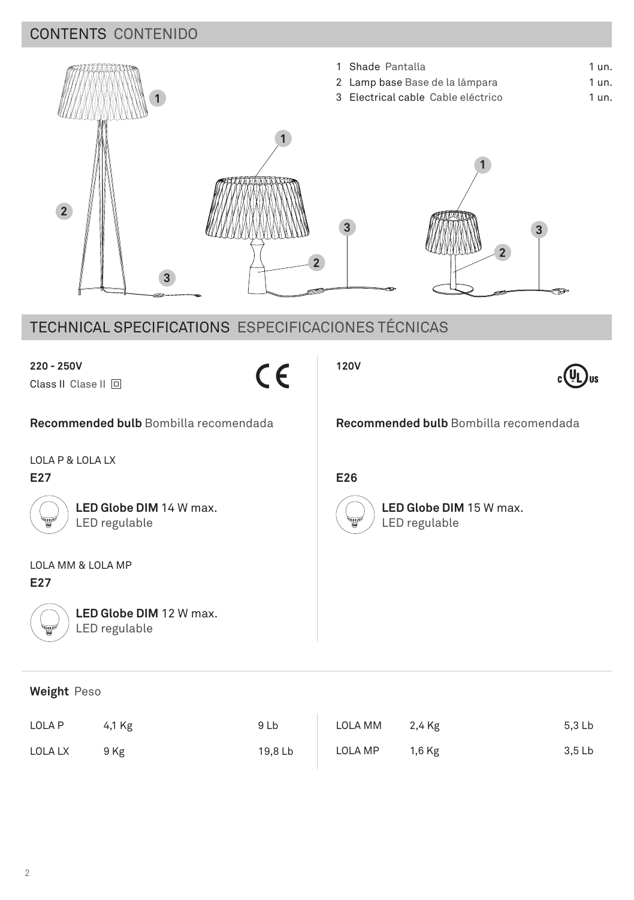## CONTENTS CONTENIDO

| | | |
|---|---|---|
| 1 | Shade Pantalla | 1 un. |
| 2 | Lamp base Base de la lámpara | 1 un. |
| 3 | Electrical cable Cable eléctrico | 1 un. |

## TECHNICAL SPECIFICATIONS ESPECIFICACIONES TÉCNICAS

**220 - 250V**

Class II Clase II

**Recommended bulb** Bombilla recomendada

LOLA P & LOLA LX

**E27**

**LED Globe DIM** 14 W max.
LED regulable

LOLA MM & LOLA MP

**E27**

**LED Globe DIM** 12 W max.
LED regulable

**120V**

**Recommended bulb** Bombilla recomendada

**E26**

**LED Globe DIM** 15 W max.
LED regulable

**Weight** Peso

| | | |
|---|---|---|
| LOLA P | 4,1 Kg | 9 Lb |
| LOLA LX | 9 Kg | 19,8 Lb |
| LOLA MM | 2,4 Kg | 5,3 Lb |
| LOLA MP | 1,6 Kg | 3,5 Lb |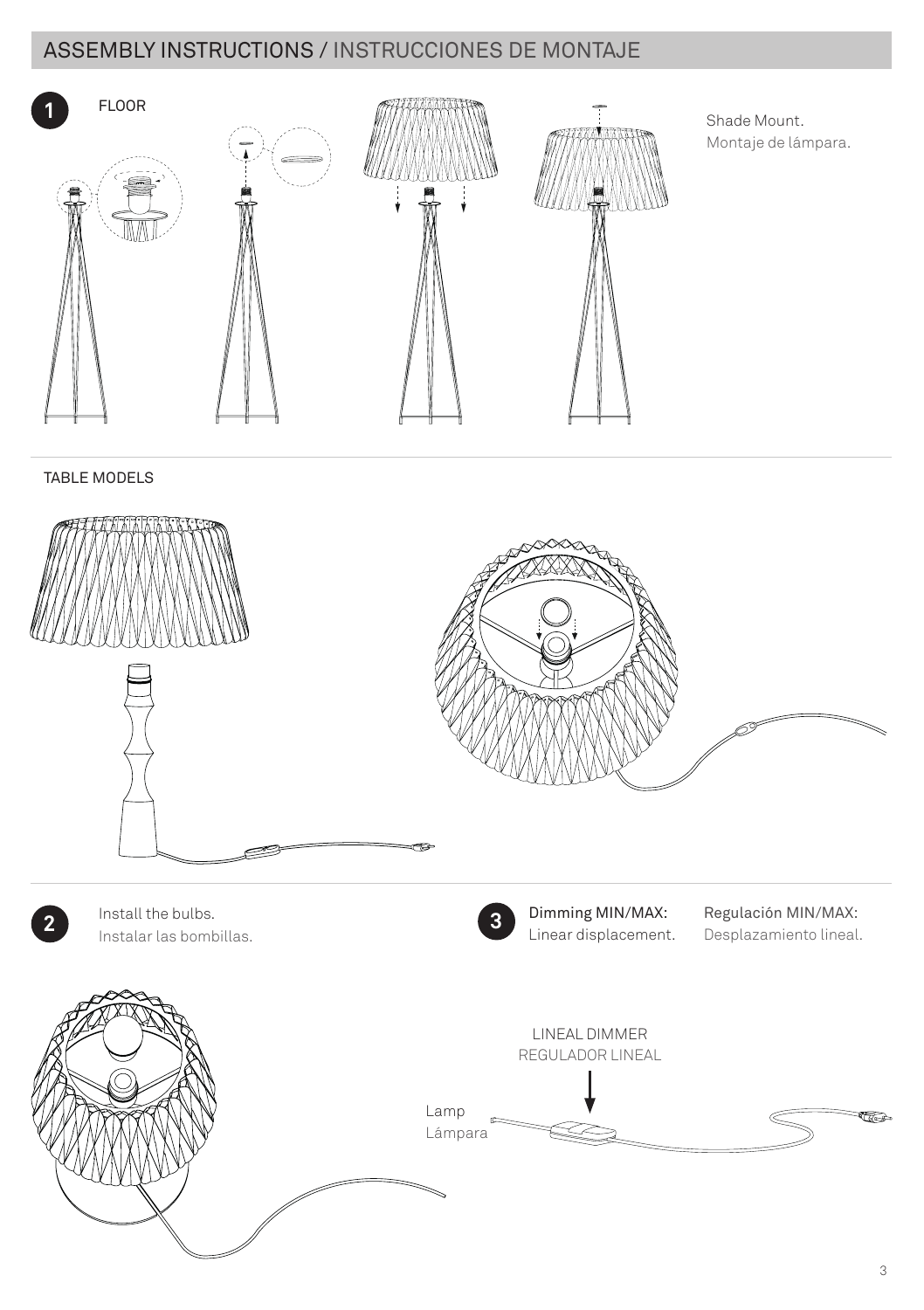## ASSEMBLY INSTRUCTIONS / INSTRUCCIONES DE MONTAJE

**1** FLOOR

Shade Mount.
Montaje de lámpara.

TABLE MODELS

**2** Install the bulbs.
Instalar las bombillas.

**3** Dimming MIN/MAX:
Linear displacement.

Regulación MIN/MAX:
Desplazamiento lineal.

LINEAL DIMMER
REGULADOR LINEAL

Lamp
Lámpara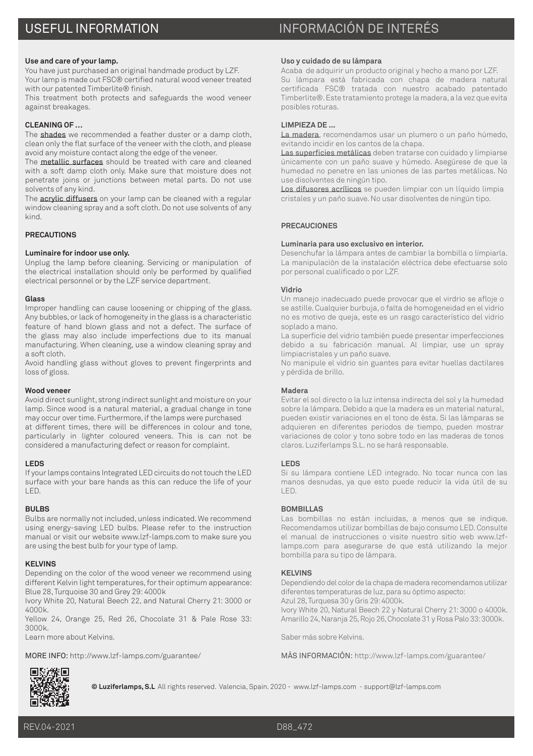## USEFUL INFORMATION

**Use and care of your lamp.**
You have just purchased an original handmade product by LZF. Your lamp is made out FSC® certified natural wood veneer treated with our patented Timberlite® finish.
This treatment both protects and safeguards the wood veneer against breakages.

**CLEANING OF ...**
The shades we recommended a feather duster or a damp cloth, clean only the flat surface of the veneer with the cloth, and please avoid any moisture contact along the edge of the veneer.
The metallic surfaces should be treated with care and cleaned with a soft damp cloth only. Make sure that moisture does not penetrate joins or junctions between metal parts. Do not use solvents of any kind.
The acrylic diffusers on your lamp can be cleaned with a regular window cleaning spray and a soft cloth. Do not use solvents of any kind.

**PRECAUTIONS**

**Luminaire for indoor use only.**
Unplug the lamp before cleaning. Servicing or manipulation of the electrical installation should only be performed by qualified electrical personnel or by the LZF service department.

**Glass**
Improper handling can cause loosening or chipping of the glass. Any bubbles, or lack of homogeneity in the glass is a characteristic feature of hand blown glass and not a defect. The surface of the glass may also include imperfections due to its manual manufacturing. When cleaning, use a window cleaning spray and a soft cloth.
Avoid handling glass without gloves to prevent fingerprints and loss of gloss.

**Wood veneer**
Avoid direct sunlight, strong indirect sunlight and moisture on your lamp. Since wood is a natural material, a gradual change in tone may occur over time. Furthermore, if the lamps were purchased at different times, there will be differences in colour and tone, particularly in lighter coloured veneers. This is can not be considered a manufacturing defect or reason for complaint.

**LEDS**
If your lamps contains Integrated LED circuits do not touch the LED surface with your bare hands as this can reduce the life of your LED.

**BULBS**
Bulbs are normally not included, unless indicated. We recommend using energy-saving LED bulbs. Please refer to the instruction manual or visit our website www.lzf-lamps.com to make sure you are using the best bulb for your type of lamp.

**KELVINS**
Depending on the color of the wood veneer we recommend using different Kelvin light temperatures, for their optimum appearance:
Blue 28, Turquoise 30 and Grey 29: 4000k
Ivory White 20, Natural Beech 22, and Natural Cherry 21: 3000 or 4000k.
Yellow 24, Orange 25, Red 26, Chocolate 31 & Pale Rose 33: 3000k.
Learn more about Kelvins.

MORE INFO: http://www.lzf-lamps.com/guarantee/

## INFORMACIÓN DE INTERÉS

**Uso y cuidado de su lámpara**
Acaba de adquirir un producto original y hecho a mano por LZF. Su lámpara está fabricada con chapa de madera natural certificada FSC® tratada con nuestro acabado patentado Timberlite®. Este tratamiento protege la madera, a la vez que evita posibles roturas.

**LIMPIEZA DE ...**
La madera, recomendamos usar un plumero o un paño húmedo, evitando incidir en los cantos de la chapa.
Las superficies metálicas deben tratarse con cuidado y limpiarse únicamente con un paño suave y húmedo. Asegúrese de que la humedad no penetre en las uniones de las partes metálicas. No use disolventes de ningún tipo.
Los difusores acrílicos se pueden limpiar con un líquido limpia cristales y un paño suave. No usar disolventes de ningún tipo.

**PRECAUCIONES**

**Luminaria para uso exclusivo en interior.**
Desenchufar la lámpara antes de cambiar la bombilla o limpiarla. La manipulación de la instalación eléctrica debe efectuarse solo por personal cualificado o por LZF.

**Vidrio**
Un manejo inadecuado puede provocar que el virdrio se afloje o se astille. Cualquier burbuja, o falta de homogeneidad en el vidrio no es motivo de queja, este es un rasgo característico del vidrio soplado a mano.
La superficie del vidrio también puede presentar imperfecciones debido a su fabricación manual. Al limpiar, use un spray limpiacristales y un paño suave.
No manipule el vidrio sin guantes para evitar huellas dactilares y pérdida de brillo.

**Madera**
Evitar el sol directo o la luz intensa indirecta del sol y la humedad sobre la lámpara. Debido a que la madera es un material natural, pueden existir variaciones en el tono de ésta. Si las lámparas se adquieren en diferentes periodos de tiempo, pueden mostrar variaciones de color y tono sobre todo en las maderas de tonos claros. Luziferlamps S.L. no se hará responsable.

**LEDS**
Si su lámpara contiene LED integrado. No tocar nunca con las manos desnudas, ya que esto puede reducir la vida útil de su LED.

**BOMBILLAS**
Las bombillas no están incluidas, a menos que se indique. Recomendamos utilizar bombillas de bajo consumo LED. Consulte el manual de instrucciones o visite nuestro sitio web www.lzf-lamps.com para asegurarse de que está utilizando la mejor bombilla para su tipo de lámpara.

**KELVINS**
Dependiendo del color de la chapa de madera recomendamos utilizar diferentes temperaturas de luz, para su óptimo aspecto:
Azul 28, Turquesa 30 y Gris 29: 4000k.
Ivory White 20, Natural Beech 22 y Natural Cherry 21: 3000 o 4000k.
Amarillo 24, Naranja 25, Rojo 26, Chocolate 31 y Rosa Palo 33: 3000k.

Saber más sobre Kelvins.

MÁS INFORMACIÓN: http://www.lzf-lamps.com/guarantee/

**© Luziferlamps, S.L** All rights reserved. Valencia, Spain. 2020 - www.lzf-lamps.com - support@lzf-lamps.com

REV.04-2021 D88_472